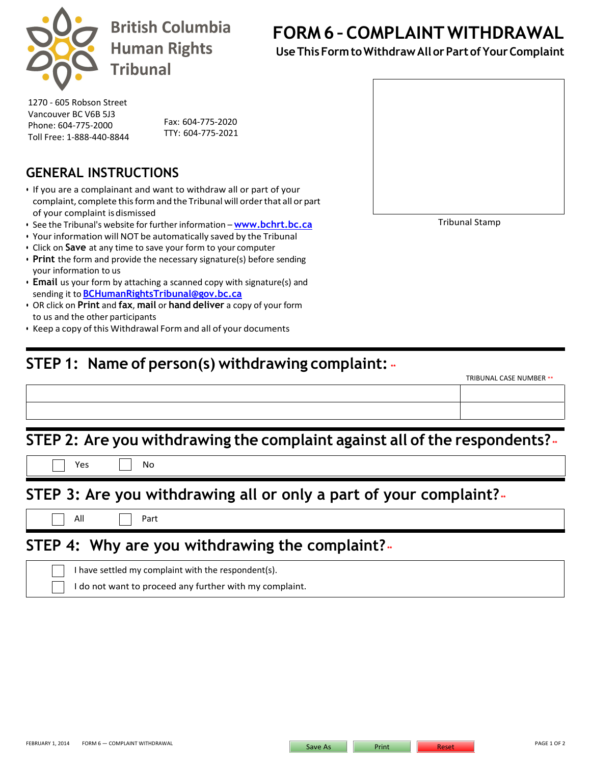# British Columbia Human Rights Tribunal

# FORM 6 - COMPLAINT WITHDRAWAL

**Use This Form to Withdraw All or Part of Your Complaint**

1270 - 605 Robson Street
Vancouver BC V6B 5J3
Phone: 604-775-2000
Toll Free: 1-888-440-8844

Fax: 604-775-2020
TTY: 604-775-2021

Tribunal Stamp

## GENERAL INSTRUCTIONS

- If you are a complainant and want to withdraw all or part of your complaint, complete this form and the Tribunal will order that all or part of your complaint is dismissed
- See the Tribunal's website for further information – **www.bchrt.bc.ca**
- Your information will NOT be automatically saved by the Tribunal
- Click on **Save** at any time to save your form to your computer
- **Print** the form and provide the necessary signature(s) before sending your information to us
- **Email** us your form by attaching a scanned copy with signature(s) and sending it to **BCHumanRightsTribunal@gov.bc.ca**
- OR click on **Print** and **fax**, **mail** or **hand deliver** a copy of your form to us and the other participants
- Keep a copy of this Withdrawal Form and all of your documents

## STEP 1: Name of person(s) withdrawing complaint: **

| | TRIBUNAL CASE NUMBER ** |
|---|---|
| | |
| | |

## STEP 2: Are you withdrawing the complaint against all of the respondents? **

☐ Yes ☐ No

## STEP 3: Are you withdrawing all or only a part of your complaint? **

☐ All ☐ Part

## STEP 4: Why are you withdrawing the complaint? **

☐ I have settled my complaint with the respondent(s).
☐ I do not want to proceed any further with my complaint.

FEBRUARY 1, 2014 FORM 6 — COMPLAINT WITHDRAWAL

Save As Print Reset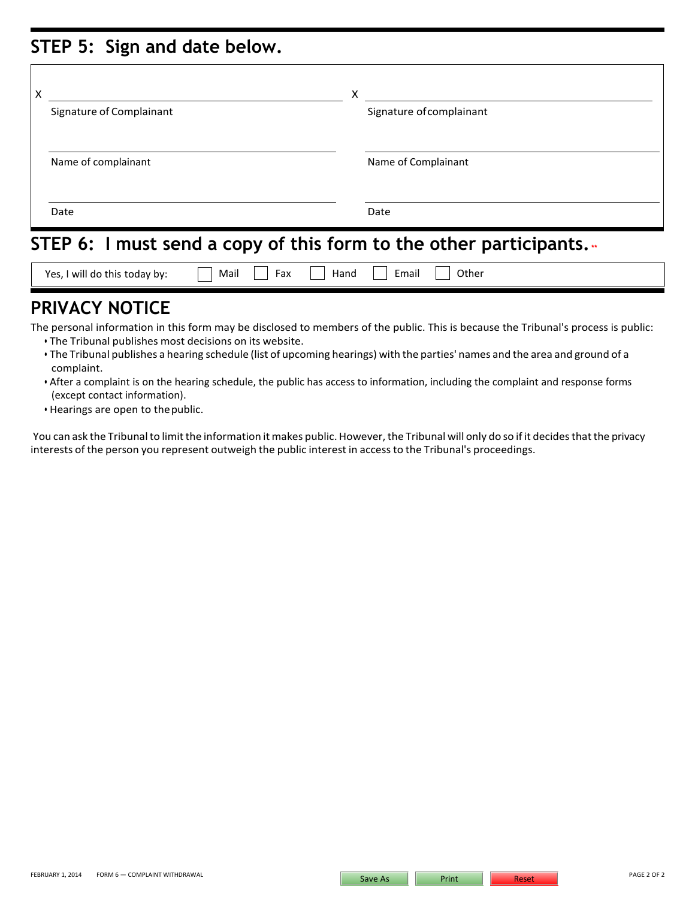## STEP 5: Sign and date below.

X ______________________________

Signature of Complainant

______________________________

Name of complainant

______________________________

Date

X ______________________________

Signature of complainant

______________________________

Name of Complainant

______________________________

Date

## STEP 6: I must send a copy of this form to the other participants. **

Yes, I will do this today by: ☐ Mail ☐ Fax ☐ Hand ☐ Email ☐ Other

## PRIVACY NOTICE

The personal information in this form may be disclosed to members of the public. This is because the Tribunal's process is public:

- The Tribunal publishes most decisions on its website.
- The Tribunal publishes a hearing schedule (list of upcoming hearings) with the parties' names and the area and ground of a complaint.
- After a complaint is on the hearing schedule, the public has access to information, including the complaint and response forms (except contact information).
- Hearings are open to the public.

You can ask the Tribunal to limit the information it makes public. However, the Tribunal will only do so if it decides that the privacy interests of the person you represent outweigh the public interest in access to the Tribunal's proceedings.

FEBRUARY 1, 2014 FORM 6 — COMPLAINT WITHDRAWAL